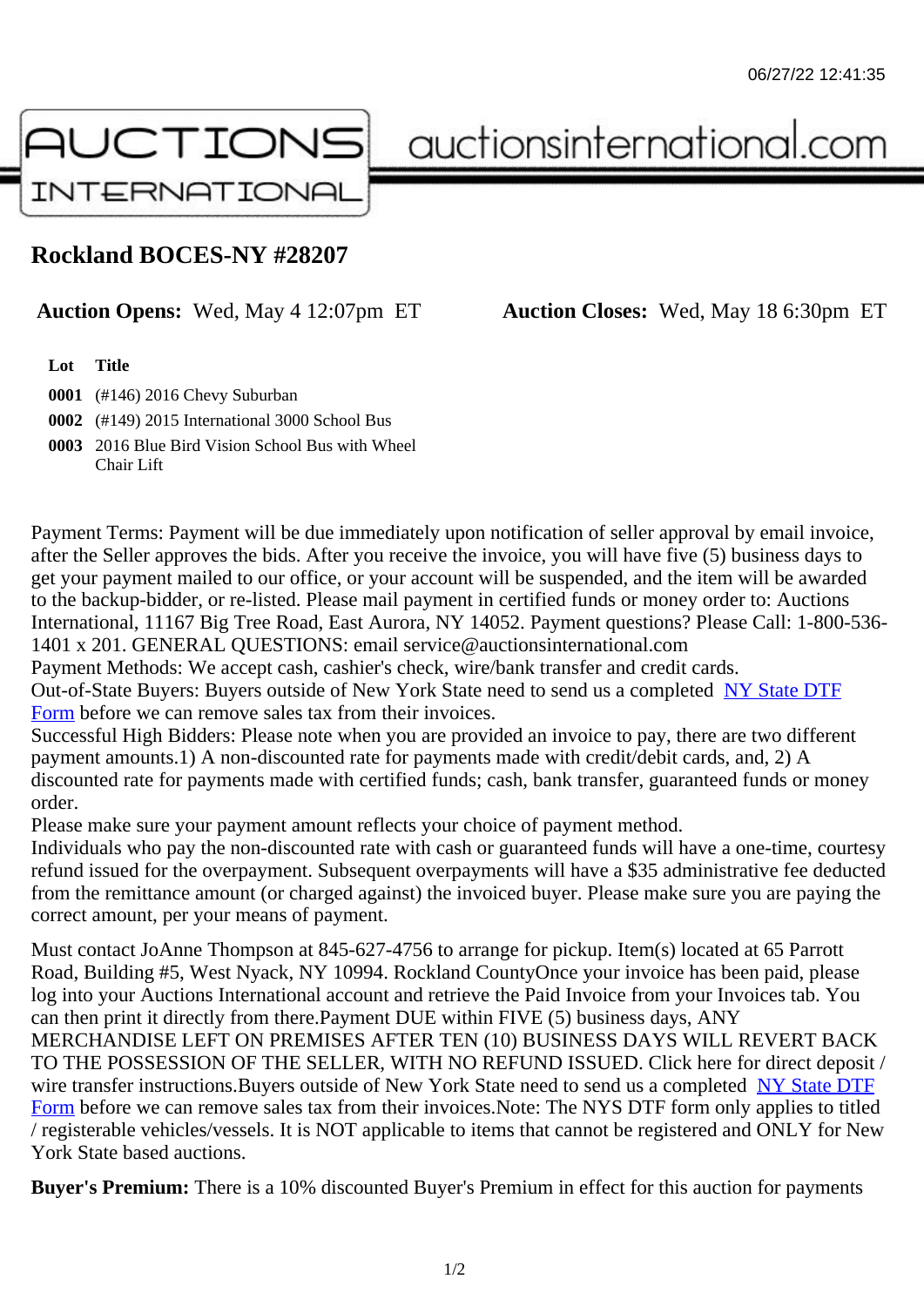# Rockland BOCES-NY #28207

**Auction Opens:** Wed, May 4 12:07pm ET **Auction Closes:** Wed, May 18 6:30pm ET

| Lot | Title |
| --- | --- |
| **0001** | (#146) 2016 Chevy Suburban |
| **0002** | (#149) 2015 International 3000 School Bus |
| **0003** | 2016 Blue Bird Vision School Bus with Wheel Chair Lift |

Payment Terms: Payment will be due immediately upon notification of seller approval by email invoice, after the Seller approves the bids. After you receive the invoice, you will have five (5) business days to get your payment mailed to our office, or your account will be suspended, and the item will be awarded to the backup-bidder, or re-listed. Please mail payment in certified funds or money order to: Auctions International, 11167 Big Tree Road, East Aurora, NY 14052. Payment questions? Please Call: 1-800-536-1401 x 201. GENERAL QUESTIONS: email service@auctionsinternational.com
Payment Methods: We accept cash, cashier's check, wire/bank transfer and credit cards.
Out-of-State Buyers: Buyers outside of New York State need to send us a completed NY State DTF Form before we can remove sales tax from their invoices.
Successful High Bidders: Please note when you are provided an invoice to pay, there are two different payment amounts.1) A non-discounted rate for payments made with credit/debit cards, and, 2) A discounted rate for payments made with certified funds; cash, bank transfer, guaranteed funds or money order.
Please make sure your payment amount reflects your choice of payment method.
Individuals who pay the non-discounted rate with cash or guaranteed funds will have a one-time, courtesy refund issued for the overpayment. Subsequent overpayments will have a $35 administrative fee deducted from the remittance amount (or charged against) the invoiced buyer. Please make sure you are paying the correct amount, per your means of payment.

Must contact JoAnne Thompson at 845-627-4756 to arrange for pickup. Item(s) located at 65 Parrott Road, Building #5, West Nyack, NY 10994. Rockland CountyOnce your invoice has been paid, please log into your Auctions International account and retrieve the Paid Invoice from your Invoices tab. You can then print it directly from there.Payment DUE within FIVE (5) business days, ANY MERCHANDISE LEFT ON PREMISES AFTER TEN (10) BUSINESS DAYS WILL REVERT BACK TO THE POSSESSION OF THE SELLER, WITH NO REFUND ISSUED. Click here for direct deposit / wire transfer instructions.Buyers outside of New York State need to send us a completed NY State DTF Form before we can remove sales tax from their invoices.Note: The NYS DTF form only applies to titled / registerable vehicles/vessels. It is NOT applicable to items that cannot be registered and ONLY for New York State based auctions.

**Buyer's Premium:** There is a 10% discounted Buyer's Premium in effect for this auction for payments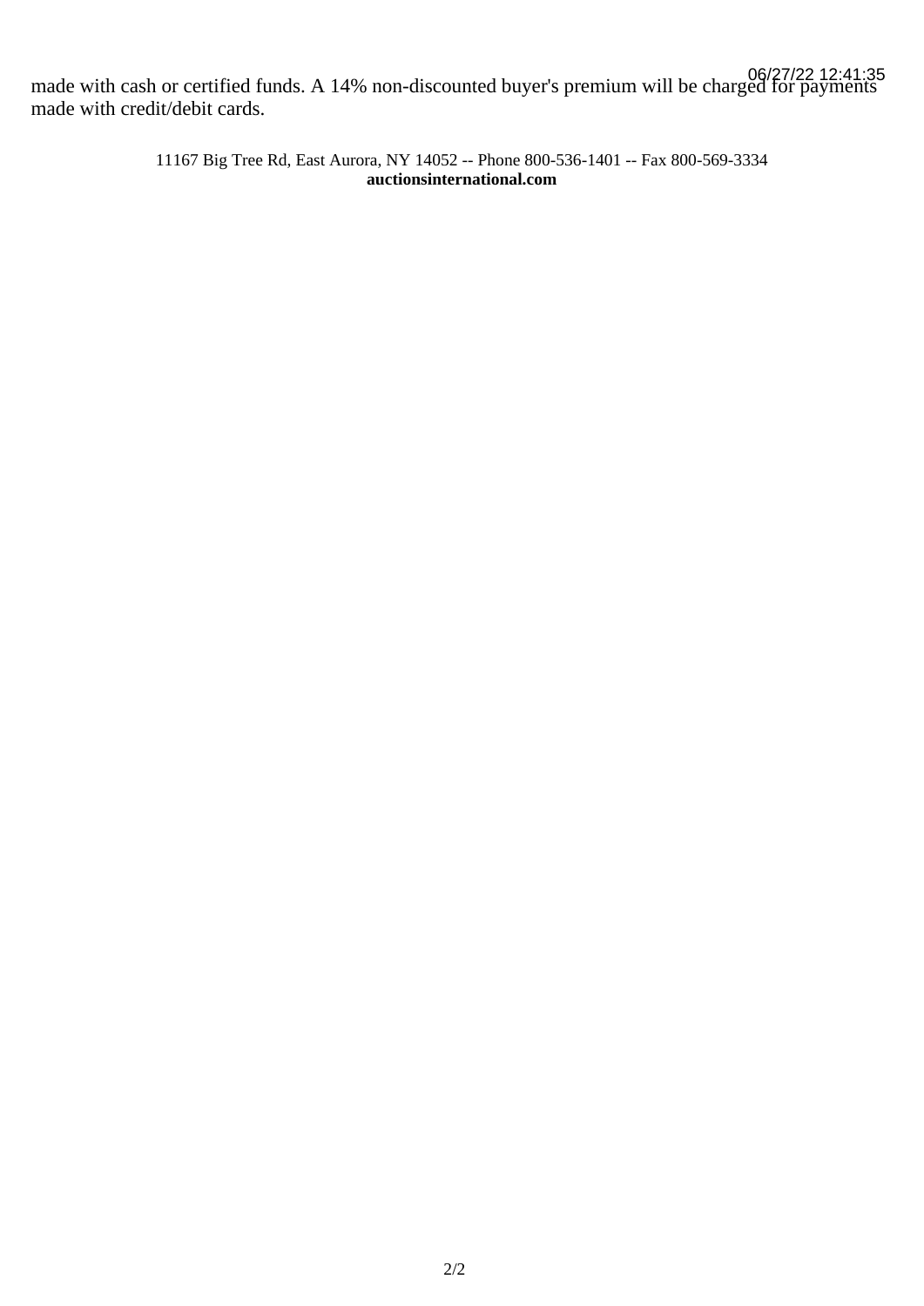made with cash or certified funds. A 14% non-discounted buyer's premium will be charged for payments made with credit/debit cards.

11167 Big Tree Rd, East Aurora, NY 14052 -- Phone 800-536-1401 -- Fax 800-569-3334
**auctionsinternational.com**